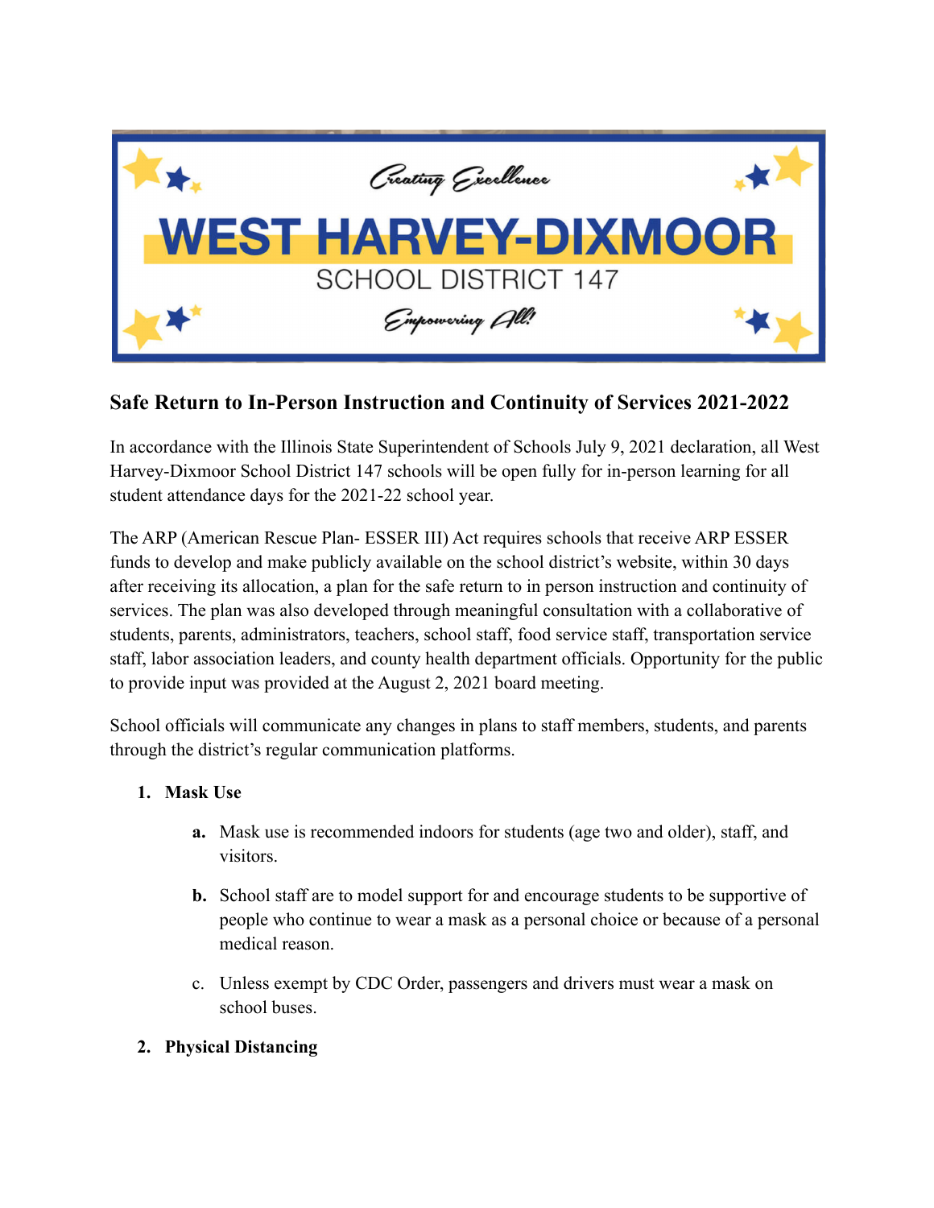Creating Excellence

# WEST HARVEY-DIXMOOR

SCHOOL DISTRICT 147

Empowering All!

## Safe Return to In-Person Instruction and Continuity of Services 2021-2022

In accordance with the Illinois State Superintendent of Schools July 9, 2021 declaration, all West Harvey-Dixmoor School District 147 schools will be open fully for in-person learning for all student attendance days for the 2021-22 school year.

The ARP (American Rescue Plan- ESSER III) Act requires schools that receive ARP ESSER funds to develop and make publicly available on the school district's website, within 30 days after receiving its allocation, a plan for the safe return to in person instruction and continuity of services. The plan was also developed through meaningful consultation with a collaborative of students, parents, administrators, teachers, school staff, food service staff, transportation service staff, labor association leaders, and county health department officials. Opportunity for the public to provide input was provided at the August 2, 2021 board meeting.

School officials will communicate any changes in plans to staff members, students, and parents through the district's regular communication platforms.

1. **Mask Use**
   - **a.** Mask use is recommended indoors for students (age two and older), staff, and visitors.
   - **b.** School staff are to model support for and encourage students to be supportive of people who continue to wear a mask as a personal choice or because of a personal medical reason.
   - c. Unless exempt by CDC Order, passengers and drivers must wear a mask on school buses.
2. **Physical Distancing**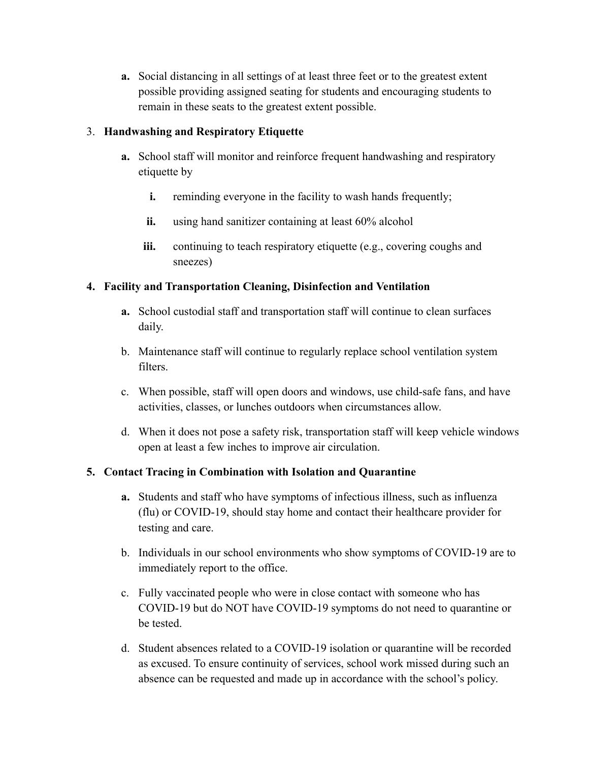**a.** Social distancing in all settings of at least three feet or to the greatest extent possible providing assigned seating for students and encouraging students to remain in these seats to the greatest extent possible.

3. **Handwashing and Respiratory Etiquette**

   **a.** School staff will monitor and reinforce frequent handwashing and respiratory etiquette by

      **i.** reminding everyone in the facility to wash hands frequently;

      **ii.** using hand sanitizer containing at least 60% alcohol

      **iii.** continuing to teach respiratory etiquette (e.g., covering coughs and sneezes)

4. **Facility and Transportation Cleaning, Disinfection and Ventilation**

   **a.** School custodial staff and transportation staff will continue to clean surfaces daily.

   b. Maintenance staff will continue to regularly replace school ventilation system filters.

   c. When possible, staff will open doors and windows, use child-safe fans, and have activities, classes, or lunches outdoors when circumstances allow.

   d. When it does not pose a safety risk, transportation staff will keep vehicle windows open at least a few inches to improve air circulation.

5. **Contact Tracing in Combination with Isolation and Quarantine**

   **a.** Students and staff who have symptoms of infectious illness, such as influenza (flu) or COVID-19, should stay home and contact their healthcare provider for testing and care.

   b. Individuals in our school environments who show symptoms of COVID-19 are to immediately report to the office.

   c. Fully vaccinated people who were in close contact with someone who has COVID-19 but do NOT have COVID-19 symptoms do not need to quarantine or be tested.

   d. Student absences related to a COVID-19 isolation or quarantine will be recorded as excused. To ensure continuity of services, school work missed during such an absence can be requested and made up in accordance with the school's policy.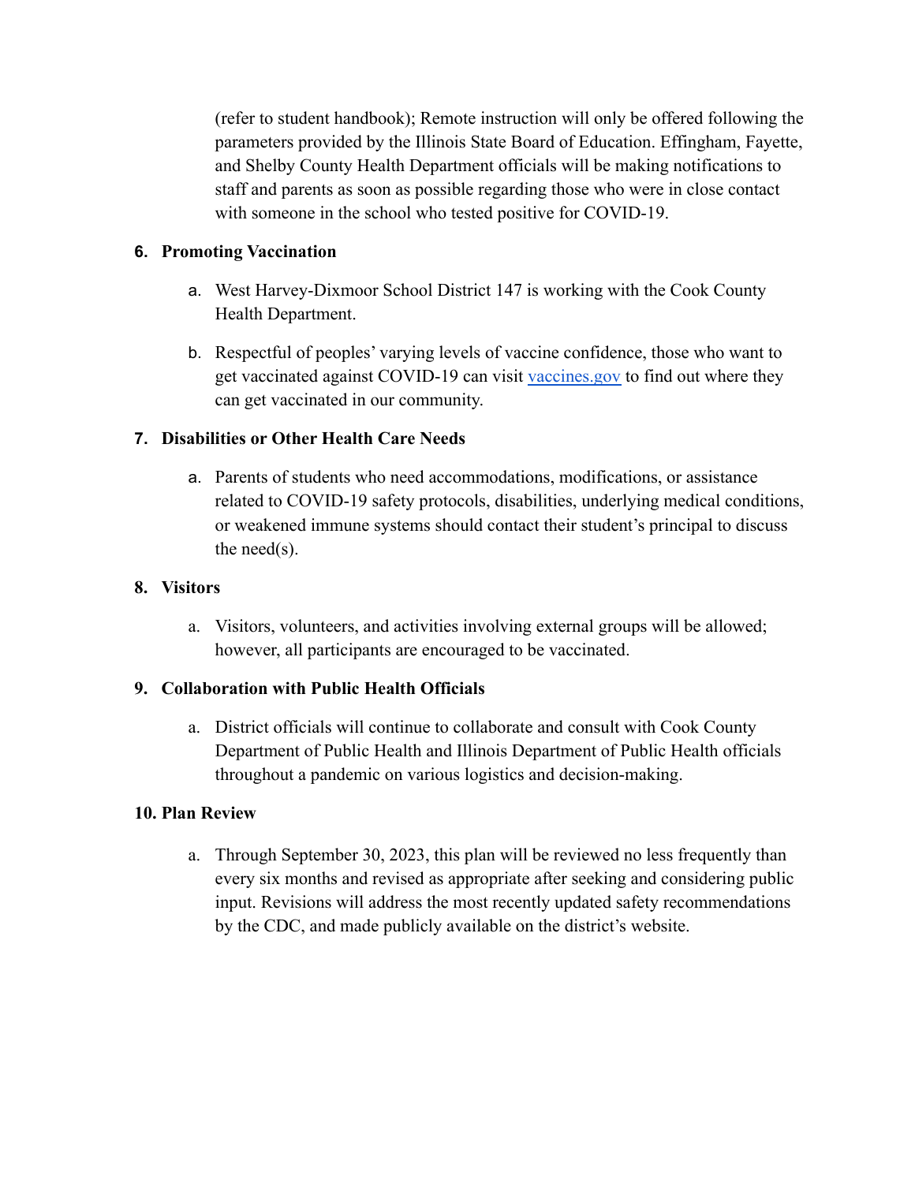(refer to student handbook); Remote instruction will only be offered following the parameters provided by the Illinois State Board of Education. Effingham, Fayette, and Shelby County Health Department officials will be making notifications to staff and parents as soon as possible regarding those who were in close contact with someone in the school who tested positive for COVID-19.

**6. Promoting Vaccination**

a. West Harvey-Dixmoor School District 147 is working with the Cook County Health Department.

b. Respectful of peoples' varying levels of vaccine confidence, those who want to get vaccinated against COVID-19 can visit [vaccines.gov](vaccines.gov) to find out where they can get vaccinated in our community.

**7. Disabilities or Other Health Care Needs**

a. Parents of students who need accommodations, modifications, or assistance related to COVID-19 safety protocols, disabilities, underlying medical conditions, or weakened immune systems should contact their student's principal to discuss the need(s).

**8. Visitors**

a. Visitors, volunteers, and activities involving external groups will be allowed; however, all participants are encouraged to be vaccinated.

**9. Collaboration with Public Health Officials**

a. District officials will continue to collaborate and consult with Cook County Department of Public Health and Illinois Department of Public Health officials throughout a pandemic on various logistics and decision-making.

**10. Plan Review**

a. Through September 30, 2023, this plan will be reviewed no less frequently than every six months and revised as appropriate after seeking and considering public input. Revisions will address the most recently updated safety recommendations by the CDC, and made publicly available on the district's website.